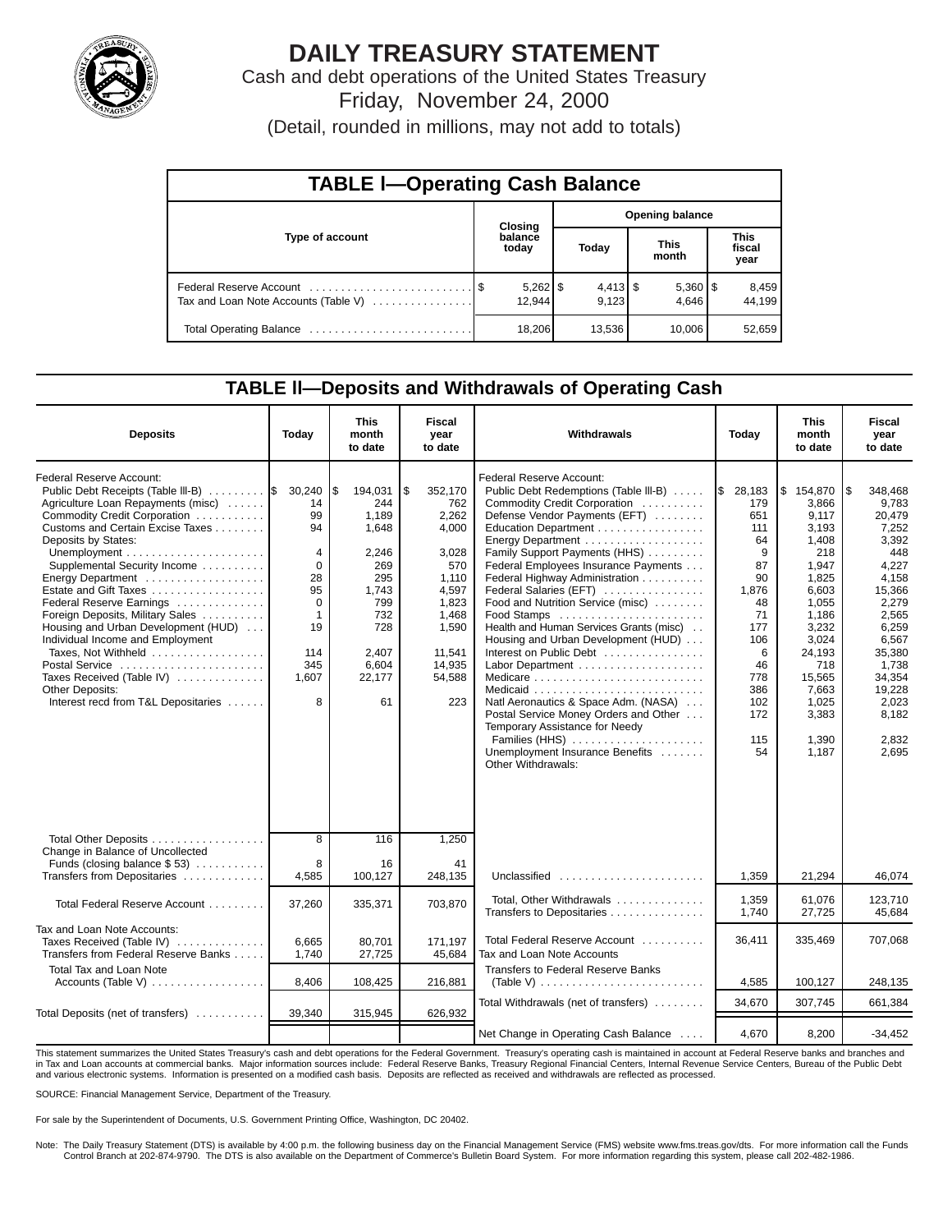# DAILY TREASURY STATEMENT

Cash and debt operations of the United States Treasury

Friday, November 24, 2000

(Detail, rounded in millions, may not add to totals)

## TABLE I—Operating Cash Balance

| Type of account | Closing balance today | Opening balance Today | Opening balance This month | Opening balance This fiscal year |
|---|---|---|---|---|
| Federal Reserve Account | $ 5,262 | $ 4,413 | $ 5,360 | $ 8,459 |
| Tax and Loan Note Accounts (Table V) | 12,944 | 9,123 | 4,646 | 44,199 |
| Total Operating Balance | 18,206 | 13,536 | 10,006 | 52,659 |

## TABLE II—Deposits and Withdrawals of Operating Cash

| Deposits | Today | This month to date | Fiscal year to date |
|---|---|---|---|
| Federal Reserve Account: | | | |
| Public Debt Receipts (Table III-B) | $ 30,240 | $ 194,031 | $ 352,170 |
| Agriculture Loan Repayments (misc) | 14 | 244 | 762 |
| Commodity Credit Corporation | 99 | 1,189 | 2,262 |
| Customs and Certain Excise Taxes | 94 | 1,648 | 4,000 |
| Deposits by States: | | | |
| Unemployment | 4 | 2,246 | 3,028 |
| Supplemental Security Income | 0 | 269 | 570 |
| Energy Department | 28 | 295 | 1,110 |
| Estate and Gift Taxes | 95 | 1,743 | 4,597 |
| Federal Reserve Earnings | 0 | 799 | 1,823 |
| Foreign Deposits, Military Sales | 1 | 732 | 1,468 |
| Housing and Urban Development (HUD) | 19 | 728 | 1,590 |
| Individual Income and Employment Taxes, Not Withheld | 114 | 2,407 | 11,541 |
| Postal Service | 345 | 6,604 | 14,935 |
| Taxes Received (Table IV) | 1,607 | 22,177 | 54,588 |
| Other Deposits: | | | |
| Interest recd from T&L Depositaries | 8 | 61 | 223 |
| Total Other Deposits | 8 | 116 | 1,250 |
| Change in Balance of Uncollected Funds (closing balance $ 53) | 8 | 16 | 41 |
| Transfers from Depositaries | 4,585 | 100,127 | 248,135 |
| Total Federal Reserve Account | 37,260 | 335,371 | 703,870 |
| Tax and Loan Note Accounts: | | | |
| Taxes Received (Table IV) | 6,665 | 80,701 | 171,197 |
| Transfers from Federal Reserve Banks | 1,740 | 27,725 | 45,684 |
| Total Tax and Loan Note Accounts (Table V) | 8,406 | 108,425 | 216,881 |
| Total Deposits (net of transfers) | 39,340 | 315,945 | 626,932 |

| Withdrawals | Today | This month to date | Fiscal year to date |
|---|---|---|---|
| Federal Reserve Account: | | | |
| Public Debt Redemptions (Table III-B) | $ 28,183 | $ 154,870 | $ 348,468 |
| Commodity Credit Corporation | 179 | 3,866 | 9,783 |
| Defense Vendor Payments (EFT) | 651 | 9,117 | 20,479 |
| Education Department | 111 | 3,193 | 7,252 |
| Energy Department | 64 | 1,408 | 3,392 |
| Family Support Payments (HHS) | 9 | 218 | 448 |
| Federal Employees Insurance Payments | 87 | 1,947 | 4,227 |
| Federal Highway Administration | 90 | 1,825 | 4,158 |
| Federal Salaries (EFT) | 1,876 | 6,603 | 15,366 |
| Food and Nutrition Service (misc) | 48 | 1,055 | 2,279 |
| Food Stamps | 71 | 1,186 | 2,565 |
| Health and Human Services Grants (misc) | 177 | 3,232 | 6,259 |
| Housing and Urban Development (HUD) | 106 | 3,024 | 6,567 |
| Interest on Public Debt | 6 | 24,193 | 35,380 |
| Labor Department | 46 | 718 | 1,738 |
| Medicare | 778 | 15,565 | 34,354 |
| Medicaid | 386 | 7,663 | 19,228 |
| Natl Aeronautics & Space Adm. (NASA) | 102 | 1,025 | 2,023 |
| Postal Service Money Orders and Other | 172 | 3,383 | 8,182 |
| Temporary Assistance for Needy Families (HHS) | 115 | 1,390 | 2,832 |
| Unemployment Insurance Benefits | 54 | 1,187 | 2,695 |
| Other Withdrawals: | | | |
| Unclassified | 1,359 | 21,294 | 46,074 |
| Total, Other Withdrawals | 1,359 | 61,076 | 123,710 |
| Transfers to Depositaries | 1,740 | 27,725 | 45,684 |
| Total Federal Reserve Account | 36,411 | 335,469 | 707,068 |
| Tax and Loan Note Accounts | | | |
| Transfers to Federal Reserve Banks (Table V) | 4,585 | 100,127 | 248,135 |
| Total Withdrawals (net of transfers) | 34,670 | 307,745 | 661,384 |
| Net Change in Operating Cash Balance | 4,670 | 8,200 | -34,452 |

This statement summarizes the United States Treasury's cash and debt operations for the Federal Government. Treasury's operating cash is maintained in account at Federal Reserve banks and branches and in Tax and Loan accounts at commercial banks. Major information sources include: Federal Reserve Banks, Treasury Regional Financial Centers, Internal Revenue Service Centers, Bureau of the Public Debt and various electronic systems. Information is presented on a modified cash basis. Deposits are reflected as received and withdrawals are reflected as processed.

SOURCE: Financial Management Service, Department of the Treasury.

For sale by the Superintendent of Documents, U.S. Government Printing Office, Washington, DC 20402.

Note: The Daily Treasury Statement (DTS) is available by 4:00 p.m. the following business day on the Financial Management Service (FMS) website www.fms.treas.gov/dts. For more information call the Funds Control Branch at 202-874-9790. The DTS is also available on the Department of Commerce's Bulletin Board System. For more information regarding this system, please call 202-482-1986.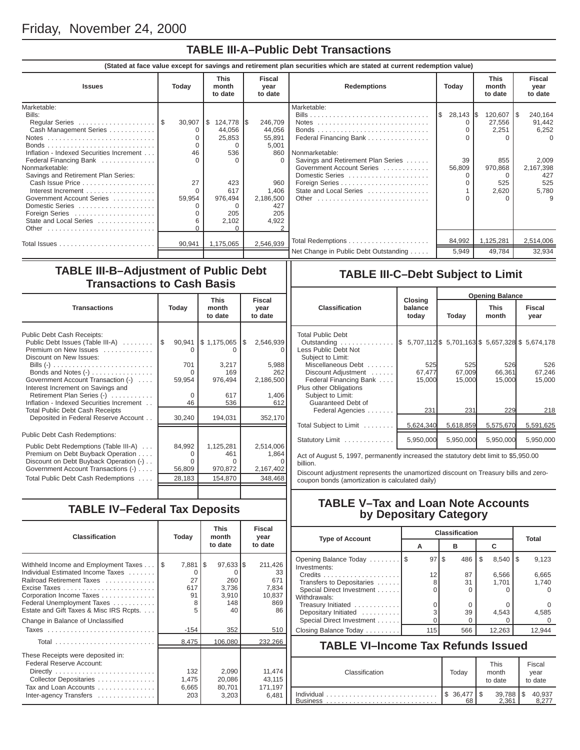Friday, November 24, 2000

## TABLE III-A–Public Debt Transactions

(Stated at face value except for savings and retirement plan securities which are stated at current redemption value)

| Issues | Today | This month to date | Fiscal year to date |
|---|---|---|---|
| Marketable: | | | |
| Bills: | | | |
| Regular Series | $ 30,907 | $ 124,778 | $ 246,709 |
| Cash Management Series | 0 | 44,056 | 44,056 |
| Notes | 0 | 25,853 | 55,891 |
| Bonds | 0 | 0 | 5,001 |
| Inflation - Indexed Securities Increment | 46 | 536 | 860 |
| Federal Financing Bank | 0 | 0 | 0 |
| Nonmarketable: | | | |
| Savings and Retirement Plan Series: | | | |
| Cash Issue Price | 27 | 423 | 960 |
| Interest Increment | 0 | 617 | 1,406 |
| Government Account Series | 59,954 | 976,494 | 2,186,500 |
| Domestic Series | 0 | 0 | 427 |
| Foreign Series | 0 | 205 | 205 |
| State and Local Series | 6 | 2,102 | 4,922 |
| Other | 0 | 0 | 2 |
| Total Issues | 90,941 | 1,175,065 | 2,546,939 |

| Redemptions | Today | This month to date | Fiscal year to date |
|---|---|---|---|
| Marketable: | | | |
| Bills | $ 28,143 | $ 120,607 | $ 240,164 |
| Notes | 0 | 27,556 | 91,442 |
| Bonds | 0 | 2,251 | 6,252 |
| Federal Financing Bank | 0 | 0 | 0 |
| Nonmarketable: | | | |
| Savings and Retirement Plan Series | 39 | 855 | 2,009 |
| Government Account Series | 56,809 | 970,868 | 2,167,398 |
| Domestic Series | 0 | 0 | 427 |
| Foreign Series | 0 | 525 | 525 |
| State and Local Series | 1 | 2,620 | 5,780 |
| Other | 0 | 0 | 9 |
| Total Redemptions | 84,992 | 1,125,281 | 2,514,006 |
| Net Change in Public Debt Outstanding | 5,949 | 49,784 | 32,934 |

## TABLE III-B–Adjustment of Public Debt Transactions to Cash Basis

| Transactions | Today | This month to date | Fiscal year to date |
|---|---|---|---|
| Public Debt Cash Receipts: | | | |
| Public Debt Issues (Table III-A) | $ 90,941 | $ 1,175,065 | $ 2,546,939 |
| Premium on New Issues | 0 | 0 | 0 |
| Discount on New Issues: | | | |
| Bills (-) | 701 | 3,217 | 5,988 |
| Bonds and Notes (-) | 0 | 169 | 262 |
| Government Account Transaction (-) | 59,954 | 976,494 | 2,186,500 |
| Interest Increment on Savings and Retirement Plan Series (-) | 0 | 617 | 1,406 |
| Inflation - Indexed Securities Increment | 46 | 536 | 612 |
| Total Public Debt Cash Receipts Deposited in Federal Reserve Account | 30,240 | 194,031 | 352,170 |
| Public Debt Cash Redemptions: | | | |
| Public Debt Redemptions (Table III-A) | 84,992 | 1,125,281 | 2,514,006 |
| Premium on Debt Buyback Operation | 0 | 461 | 1,864 |
| Discount on Debt Buyback Operation (-) | 0 | 0 | 0 |
| Government Account Transactions (-) | 56,809 | 970,872 | 2,167,402 |
| Total Public Debt Cash Redemptions | 28,183 | 154,870 | 348,468 |

## TABLE III-C–Debt Subject to Limit

| Classification | Closing balance today | Opening Balance | | |
|---|---|---|---|---|
| | | Today | This month | Fiscal year |
| Total Public Debt Outstanding | $ 5,707,112 | $ 5,701,163 | $ 5,657,328 | $ 5,674,178 |
| Less Public Debt Not Subject to Limit: | | | | |
| Miscellaneous Debt | 525 | 525 | 526 | 526 |
| Discount Adjustment | 67,477 | 67,009 | 66,361 | 67,246 |
| Federal Financing Bank | 15,000 | 15,000 | 15,000 | 15,000 |
| Plus other Obligations Subject to Limit: | | | | |
| Guaranteed Debt of Federal Agencies | 231 | 231 | 229 | 218 |
| Total Subject to Limit | 5,624,340 | 5,618,859 | 5,575,670 | 5,591,625 |
| Statutory Limit | 5,950,000 | 5,950,000 | 5,950,000 | 5,950,000 |

Act of August 5, 1997, permanently increased the statutory debt limit to $5,950.00 billion.

Discount adjustment represents the unamortized discount on Treasury bills and zero-coupon bonds (amortization is calculated daily)

## TABLE IV–Federal Tax Deposits

| Classification | Today | This month to date | Fiscal year to date |
|---|---|---|---|
| Withheld Income and Employment Taxes | $ 7,881 | $ 97,633 | $ 211,426 |
| Individual Estimated Income Taxes | 0 | 0 | 33 |
| Railroad Retirement Taxes | 27 | 260 | 671 |
| Excise Taxes | 617 | 3,736 | 7,834 |
| Corporation Income Taxes | 91 | 3,910 | 10,837 |
| Federal Unemployment Taxes | 8 | 148 | 869 |
| Estate and Gift Taxes & Misc IRS Rcpts. | 5 | 40 | 86 |
| Change in Balance of Unclassified Taxes | -154 | 352 | 510 |
| Total | 8,475 | 106,080 | 232,266 |
| These Receipts were deposited in: | | | |
| Federal Reserve Account: | | | |
| Directly | 132 | 2,090 | 11,474 |
| Collector Depositaries | 1,475 | 20,086 | 43,115 |
| Tax and Loan Accounts | 6,665 | 80,701 | 171,197 |
| Inter-agency Transfers | 203 | 3,203 | 6,481 |

## TABLE V–Tax and Loan Note Accounts by Depositary Category

| Type of Account | Classification A | Classification B | Classification C | Total |
|---|---|---|---|---|
| Opening Balance Today | $ 97 | $ 486 | $ 8,540 | $ 9,123 |
| Investments: | | | | |
| Credits | 12 | 87 | 6,566 | 6,665 |
| Transfers to Depositaries | 8 | 31 | 1,701 | 1,740 |
| Special Direct Investment | 0 | 0 | 0 | 0 |
| Withdrawals: | | | | |
| Treasury Initiated | 0 | 0 | 0 | 0 |
| Depositary Initiated | 3 | 39 | 4,543 | 4,585 |
| Special Direct Investment | 0 | 0 | 0 | 0 |
| Closing Balance Today | 115 | 566 | 12,263 | 12,944 |

## TABLE VI–Income Tax Refunds Issued

| Classification | Today | This month to date | Fiscal year to date |
|---|---|---|---|
| Individual | $ 36,477 | $ 39,788 | $ 40,937 |
| Business | 68 | 2,361 | 8,277 |